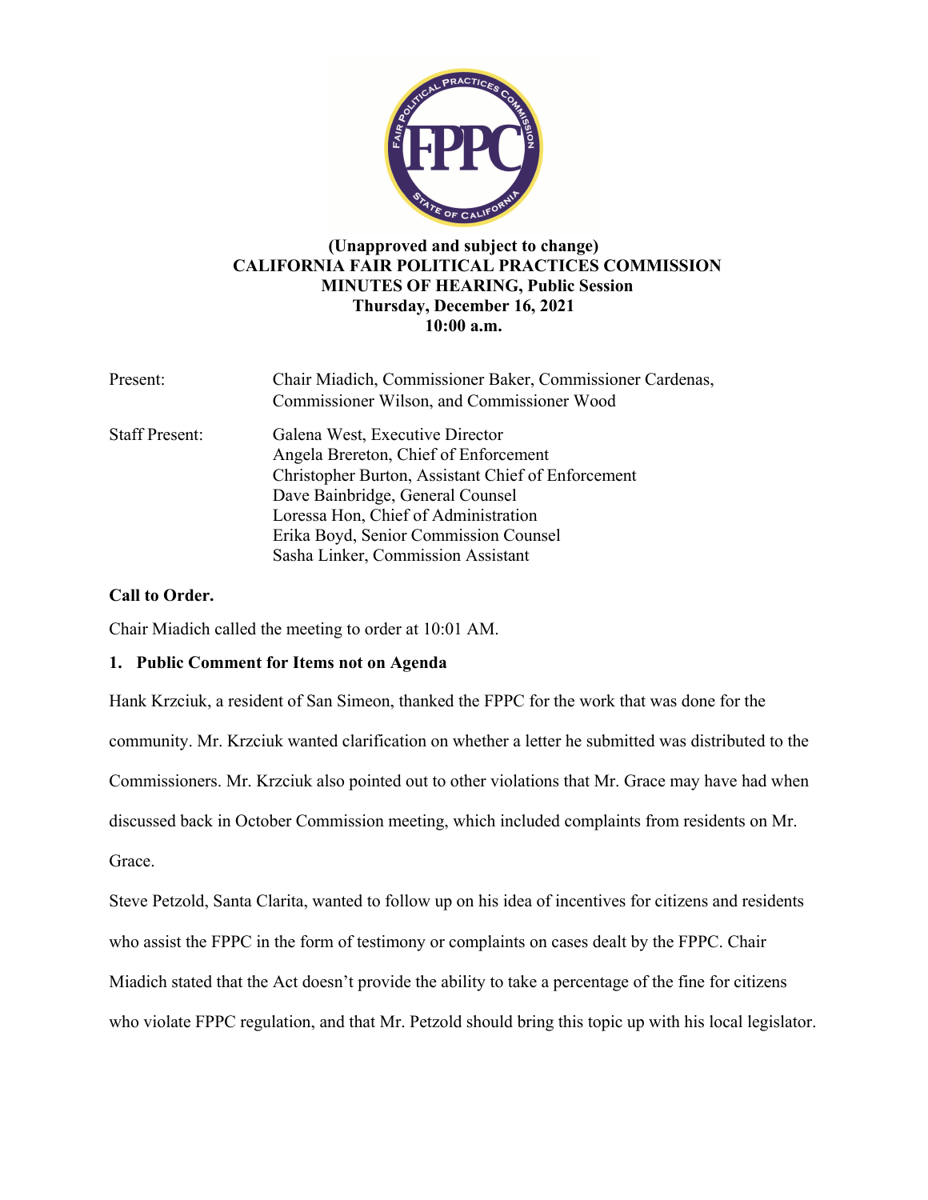**(Unapproved and subject to change)**
**CALIFORNIA FAIR POLITICAL PRACTICES COMMISSION**
**MINUTES OF HEARING, Public Session**
**Thursday, December 16, 2021**
**10:00 a.m.**

| | |
|---|---|
| Present: | Chair Miadich, Commissioner Baker, Commissioner Cardenas, Commissioner Wilson, and Commissioner Wood |
| Staff Present: | Galena West, Executive Director<br>Angela Brereton, Chief of Enforcement<br>Christopher Burton, Assistant Chief of Enforcement<br>Dave Bainbridge, General Counsel<br>Loressa Hon, Chief of Administration<br>Erika Boyd, Senior Commission Counsel<br>Sasha Linker, Commission Assistant |

**Call to Order.**

Chair Miadich called the meeting to order at 10:01 AM.

**1. Public Comment for Items not on Agenda**

Hank Krzciuk, a resident of San Simeon, thanked the FPPC for the work that was done for the community. Mr. Krzciuk wanted clarification on whether a letter he submitted was distributed to the Commissioners. Mr. Krzciuk also pointed out to other violations that Mr. Grace may have had when discussed back in October Commission meeting, which included complaints from residents on Mr. Grace.

Steve Petzold, Santa Clarita, wanted to follow up on his idea of incentives for citizens and residents who assist the FPPC in the form of testimony or complaints on cases dealt by the FPPC. Chair Miadich stated that the Act doesn't provide the ability to take a percentage of the fine for citizens who violate FPPC regulation, and that Mr. Petzold should bring this topic up with his local legislator.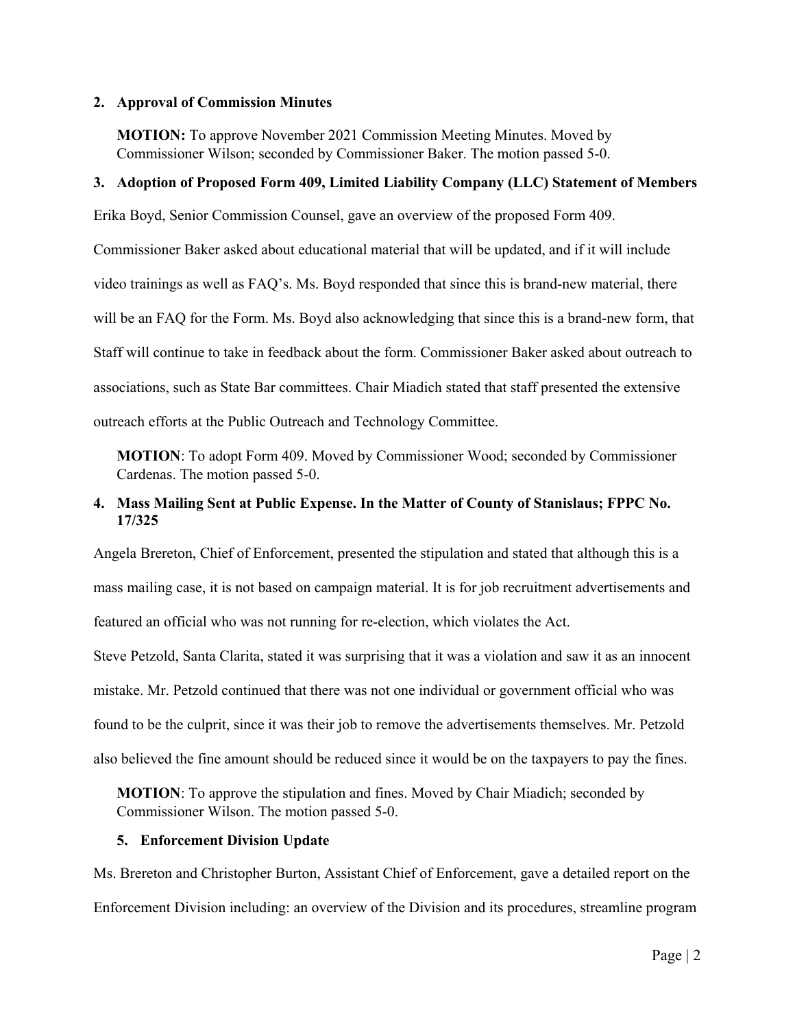**2. Approval of Commission Minutes**

> **MOTION:** To approve November 2021 Commission Meeting Minutes. Moved by Commissioner Wilson; seconded by Commissioner Baker. The motion passed 5-0.

**3. Adoption of Proposed Form 409, Limited Liability Company (LLC) Statement of Members**

Erika Boyd, Senior Commission Counsel, gave an overview of the proposed Form 409. Commissioner Baker asked about educational material that will be updated, and if it will include video trainings as well as FAQ's. Ms. Boyd responded that since this is brand-new material, there will be an FAQ for the Form. Ms. Boyd also acknowledging that since this is a brand-new form, that Staff will continue to take in feedback about the form. Commissioner Baker asked about outreach to associations, such as State Bar committees. Chair Miadich stated that staff presented the extensive outreach efforts at the Public Outreach and Technology Committee.

> **MOTION**: To adopt Form 409. Moved by Commissioner Wood; seconded by Commissioner Cardenas. The motion passed 5-0.

**4. Mass Mailing Sent at Public Expense. In the Matter of County of Stanislaus; FPPC No. 17/325**

Angela Brereton, Chief of Enforcement, presented the stipulation and stated that although this is a mass mailing case, it is not based on campaign material. It is for job recruitment advertisements and featured an official who was not running for re-election, which violates the Act.

Steve Petzold, Santa Clarita, stated it was surprising that it was a violation and saw it as an innocent mistake. Mr. Petzold continued that there was not one individual or government official who was found to be the culprit, since it was their job to remove the advertisements themselves. Mr. Petzold also believed the fine amount should be reduced since it would be on the taxpayers to pay the fines.

> **MOTION**: To approve the stipulation and fines. Moved by Chair Miadich; seconded by Commissioner Wilson. The motion passed 5-0.

**5. Enforcement Division Update**

Ms. Brereton and Christopher Burton, Assistant Chief of Enforcement, gave a detailed report on the Enforcement Division including: an overview of the Division and its procedures, streamline program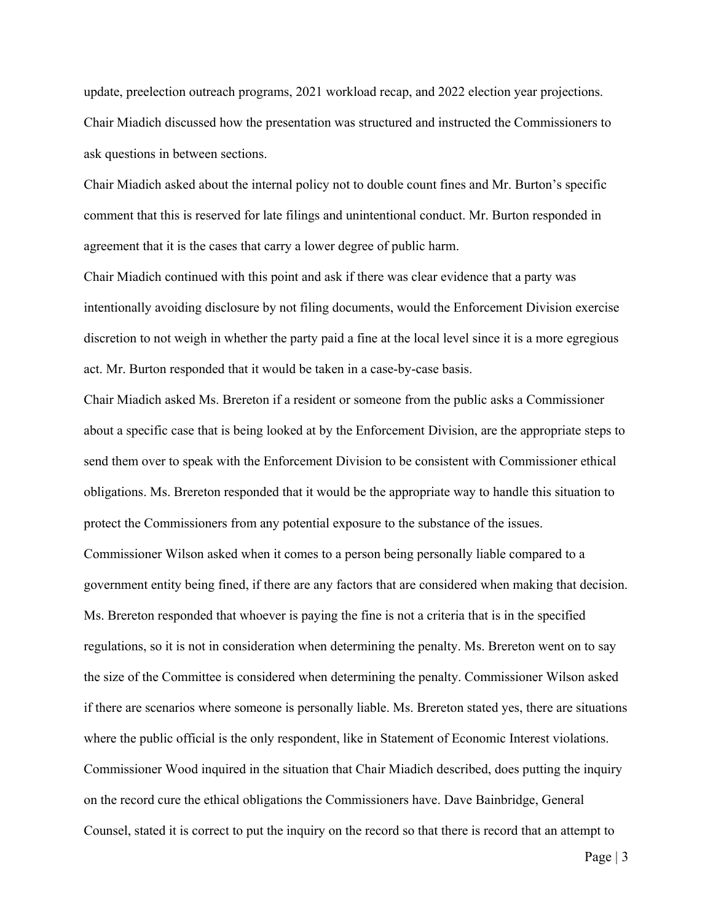update, preelection outreach programs, 2021 workload recap, and 2022 election year projections. Chair Miadich discussed how the presentation was structured and instructed the Commissioners to ask questions in between sections.

Chair Miadich asked about the internal policy not to double count fines and Mr. Burton's specific comment that this is reserved for late filings and unintentional conduct. Mr. Burton responded in agreement that it is the cases that carry a lower degree of public harm.

Chair Miadich continued with this point and ask if there was clear evidence that a party was intentionally avoiding disclosure by not filing documents, would the Enforcement Division exercise discretion to not weigh in whether the party paid a fine at the local level since it is a more egregious act. Mr. Burton responded that it would be taken in a case-by-case basis.

Chair Miadich asked Ms. Brereton if a resident or someone from the public asks a Commissioner about a specific case that is being looked at by the Enforcement Division, are the appropriate steps to send them over to speak with the Enforcement Division to be consistent with Commissioner ethical obligations. Ms. Brereton responded that it would be the appropriate way to handle this situation to protect the Commissioners from any potential exposure to the substance of the issues.

Commissioner Wilson asked when it comes to a person being personally liable compared to a government entity being fined, if there are any factors that are considered when making that decision. Ms. Brereton responded that whoever is paying the fine is not a criteria that is in the specified regulations, so it is not in consideration when determining the penalty. Ms. Brereton went on to say the size of the Committee is considered when determining the penalty. Commissioner Wilson asked if there are scenarios where someone is personally liable. Ms. Brereton stated yes, there are situations where the public official is the only respondent, like in Statement of Economic Interest violations.

Commissioner Wood inquired in the situation that Chair Miadich described, does putting the inquiry on the record cure the ethical obligations the Commissioners have. Dave Bainbridge, General Counsel, stated it is correct to put the inquiry on the record so that there is record that an attempt to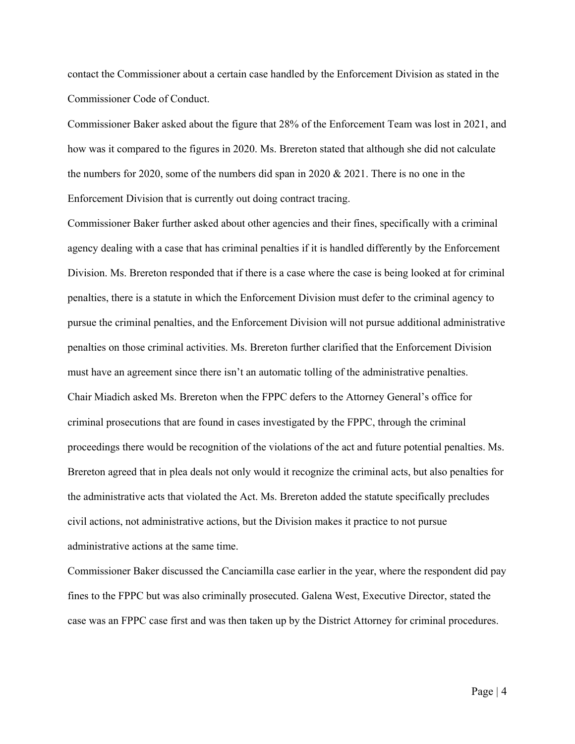contact the Commissioner about a certain case handled by the Enforcement Division as stated in the Commissioner Code of Conduct.

Commissioner Baker asked about the figure that 28% of the Enforcement Team was lost in 2021, and how was it compared to the figures in 2020. Ms. Brereton stated that although she did not calculate the numbers for 2020, some of the numbers did span in 2020 & 2021. There is no one in the Enforcement Division that is currently out doing contract tracing.

Commissioner Baker further asked about other agencies and their fines, specifically with a criminal agency dealing with a case that has criminal penalties if it is handled differently by the Enforcement Division. Ms. Brereton responded that if there is a case where the case is being looked at for criminal penalties, there is a statute in which the Enforcement Division must defer to the criminal agency to pursue the criminal penalties, and the Enforcement Division will not pursue additional administrative penalties on those criminal activities. Ms. Brereton further clarified that the Enforcement Division must have an agreement since there isn't an automatic tolling of the administrative penalties.

Chair Miadich asked Ms. Brereton when the FPPC defers to the Attorney General's office for criminal prosecutions that are found in cases investigated by the FPPC, through the criminal proceedings there would be recognition of the violations of the act and future potential penalties. Ms. Brereton agreed that in plea deals not only would it recognize the criminal acts, but also penalties for the administrative acts that violated the Act. Ms. Brereton added the statute specifically precludes civil actions, not administrative actions, but the Division makes it practice to not pursue administrative actions at the same time.

Commissioner Baker discussed the Canciamilla case earlier in the year, where the respondent did pay fines to the FPPC but was also criminally prosecuted. Galena West, Executive Director, stated the case was an FPPC case first and was then taken up by the District Attorney for criminal procedures.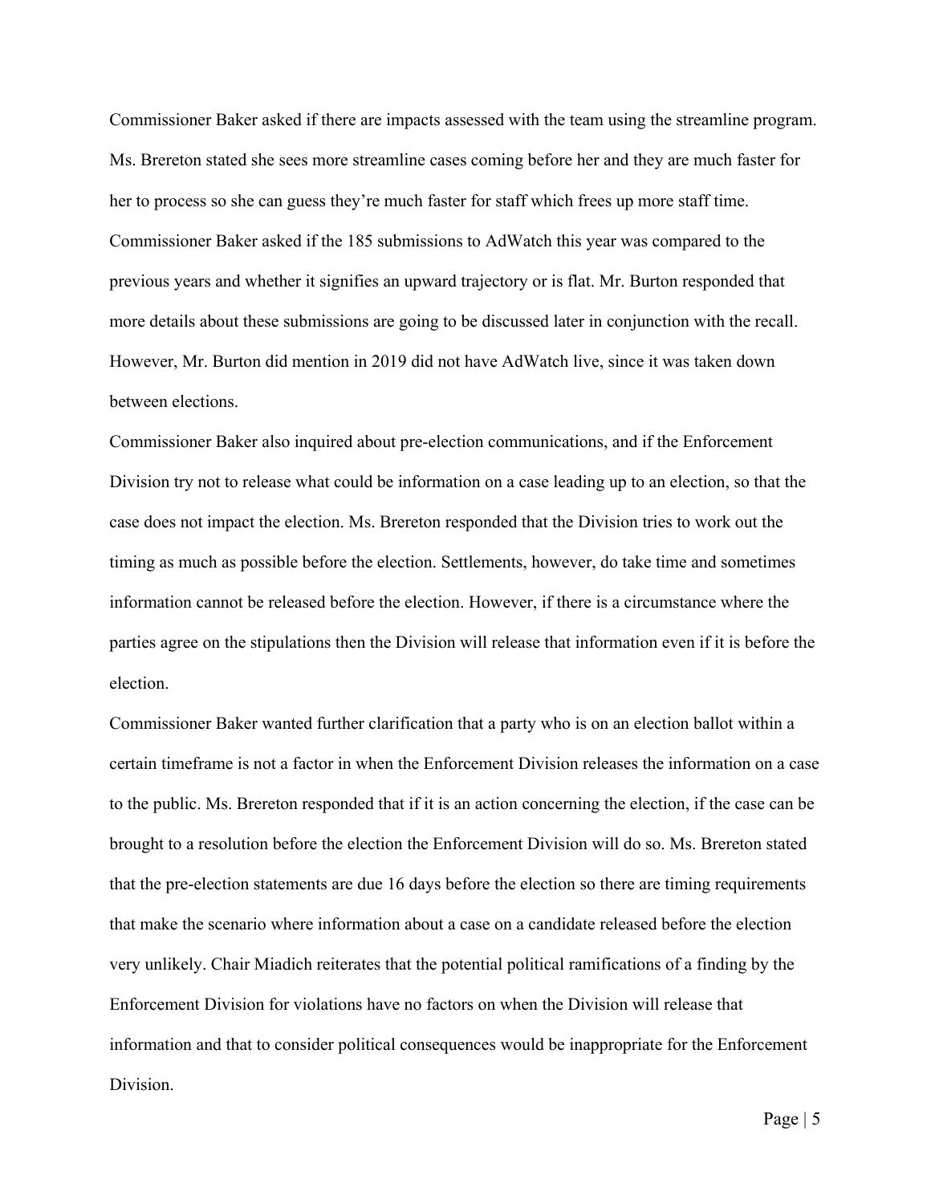Commissioner Baker asked if there are impacts assessed with the team using the streamline program. Ms. Brereton stated she sees more streamline cases coming before her and they are much faster for her to process so she can guess they're much faster for staff which frees up more staff time. Commissioner Baker asked if the 185 submissions to AdWatch this year was compared to the previous years and whether it signifies an upward trajectory or is flat. Mr. Burton responded that more details about these submissions are going to be discussed later in conjunction with the recall. However, Mr. Burton did mention in 2019 did not have AdWatch live, since it was taken down between elections.

Commissioner Baker also inquired about pre-election communications, and if the Enforcement Division try not to release what could be information on a case leading up to an election, so that the case does not impact the election. Ms. Brereton responded that the Division tries to work out the timing as much as possible before the election. Settlements, however, do take time and sometimes information cannot be released before the election. However, if there is a circumstance where the parties agree on the stipulations then the Division will release that information even if it is before the election.

Commissioner Baker wanted further clarification that a party who is on an election ballot within a certain timeframe is not a factor in when the Enforcement Division releases the information on a case to the public. Ms. Brereton responded that if it is an action concerning the election, if the case can be brought to a resolution before the election the Enforcement Division will do so. Ms. Brereton stated that the pre-election statements are due 16 days before the election so there are timing requirements that make the scenario where information about a case on a candidate released before the election very unlikely. Chair Miadich reiterates that the potential political ramifications of a finding by the Enforcement Division for violations have no factors on when the Division will release that information and that to consider political consequences would be inappropriate for the Enforcement Division.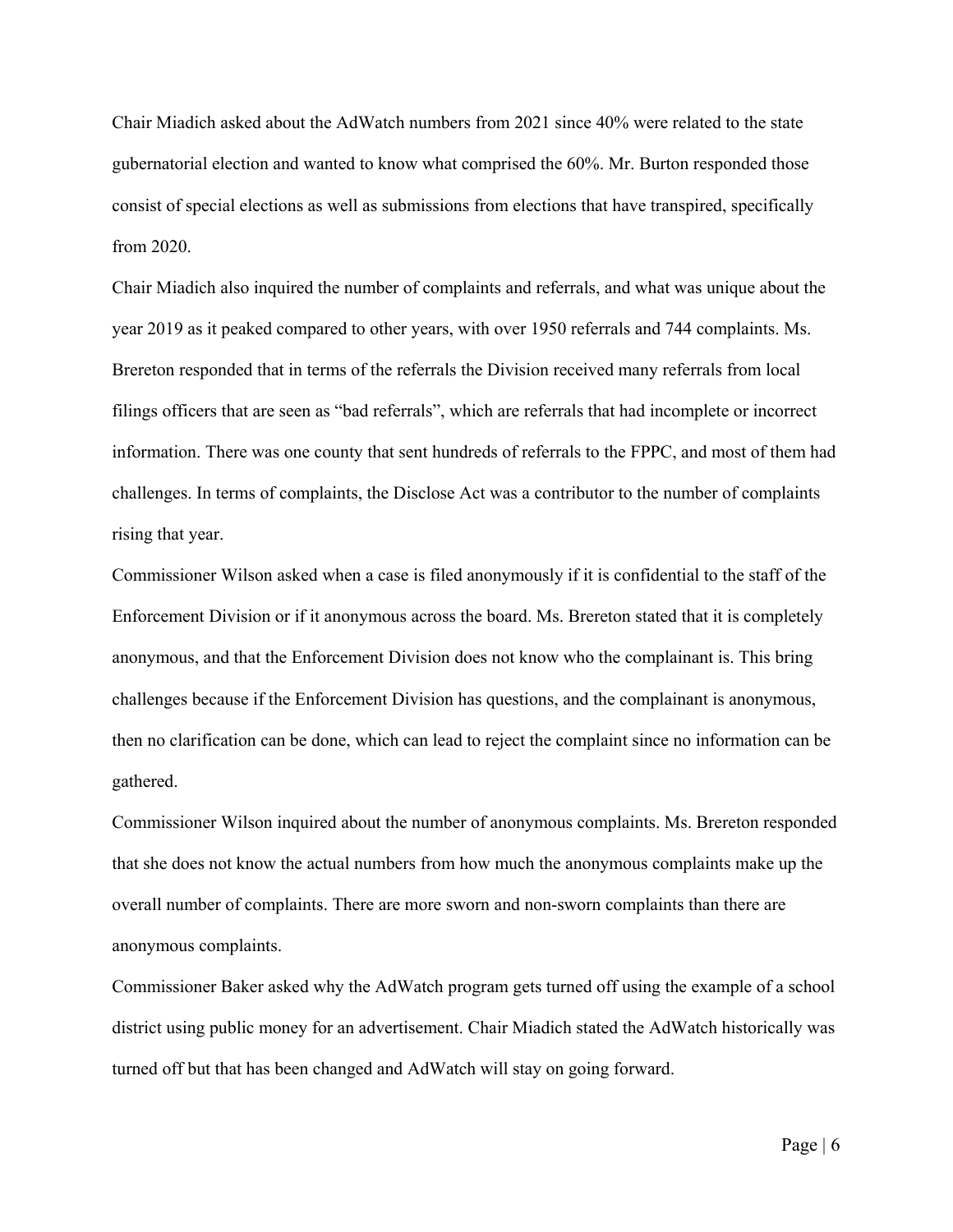Chair Miadich asked about the AdWatch numbers from 2021 since 40% were related to the state gubernatorial election and wanted to know what comprised the 60%. Mr. Burton responded those consist of special elections as well as submissions from elections that have transpired, specifically from 2020.

Chair Miadich also inquired the number of complaints and referrals, and what was unique about the year 2019 as it peaked compared to other years, with over 1950 referrals and 744 complaints. Ms. Brereton responded that in terms of the referrals the Division received many referrals from local filings officers that are seen as "bad referrals", which are referrals that had incomplete or incorrect information. There was one county that sent hundreds of referrals to the FPPC, and most of them had challenges. In terms of complaints, the Disclose Act was a contributor to the number of complaints rising that year.

Commissioner Wilson asked when a case is filed anonymously if it is confidential to the staff of the Enforcement Division or if it anonymous across the board. Ms. Brereton stated that it is completely anonymous, and that the Enforcement Division does not know who the complainant is. This bring challenges because if the Enforcement Division has questions, and the complainant is anonymous, then no clarification can be done, which can lead to reject the complaint since no information can be gathered.

Commissioner Wilson inquired about the number of anonymous complaints. Ms. Brereton responded that she does not know the actual numbers from how much the anonymous complaints make up the overall number of complaints. There are more sworn and non-sworn complaints than there are anonymous complaints.

Commissioner Baker asked why the AdWatch program gets turned off using the example of a school district using public money for an advertisement. Chair Miadich stated the AdWatch historically was turned off but that has been changed and AdWatch will stay on going forward.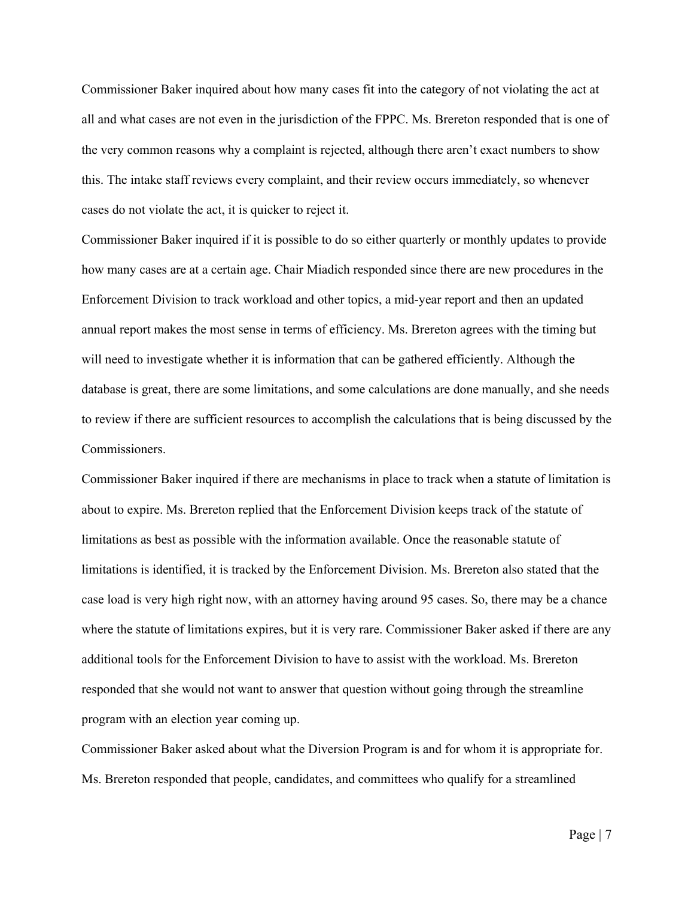Commissioner Baker inquired about how many cases fit into the category of not violating the act at all and what cases are not even in the jurisdiction of the FPPC. Ms. Brereton responded that is one of the very common reasons why a complaint is rejected, although there aren't exact numbers to show this. The intake staff reviews every complaint, and their review occurs immediately, so whenever cases do not violate the act, it is quicker to reject it.

Commissioner Baker inquired if it is possible to do so either quarterly or monthly updates to provide how many cases are at a certain age. Chair Miadich responded since there are new procedures in the Enforcement Division to track workload and other topics, a mid-year report and then an updated annual report makes the most sense in terms of efficiency. Ms. Brereton agrees with the timing but will need to investigate whether it is information that can be gathered efficiently. Although the database is great, there are some limitations, and some calculations are done manually, and she needs to review if there are sufficient resources to accomplish the calculations that is being discussed by the Commissioners.

Commissioner Baker inquired if there are mechanisms in place to track when a statute of limitation is about to expire. Ms. Brereton replied that the Enforcement Division keeps track of the statute of limitations as best as possible with the information available. Once the reasonable statute of limitations is identified, it is tracked by the Enforcement Division. Ms. Brereton also stated that the case load is very high right now, with an attorney having around 95 cases. So, there may be a chance where the statute of limitations expires, but it is very rare. Commissioner Baker asked if there are any additional tools for the Enforcement Division to have to assist with the workload. Ms. Brereton responded that she would not want to answer that question without going through the streamline program with an election year coming up.

Commissioner Baker asked about what the Diversion Program is and for whom it is appropriate for. Ms. Brereton responded that people, candidates, and committees who qualify for a streamlined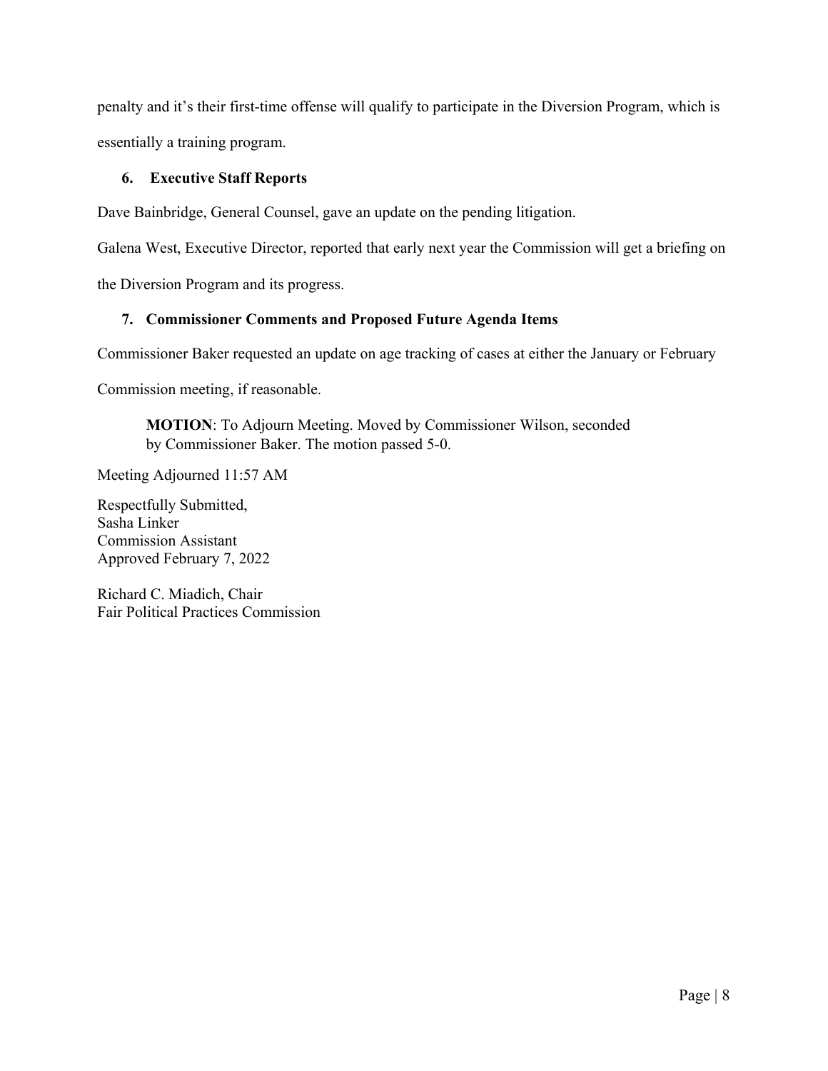penalty and it's their first-time offense will qualify to participate in the Diversion Program, which is essentially a training program.

### 6. Executive Staff Reports

Dave Bainbridge, General Counsel, gave an update on the pending litigation.

Galena West, Executive Director, reported that early next year the Commission will get a briefing on the Diversion Program and its progress.

### 7. Commissioner Comments and Proposed Future Agenda Items

Commissioner Baker requested an update on age tracking of cases at either the January or February Commission meeting, if reasonable.

> **MOTION**: To Adjourn Meeting. Moved by Commissioner Wilson, seconded by Commissioner Baker. The motion passed 5-0.

Meeting Adjourned 11:57 AM

Respectfully Submitted,
Sasha Linker
Commission Assistant
Approved February 7, 2022

Richard C. Miadich, Chair
Fair Political Practices Commission